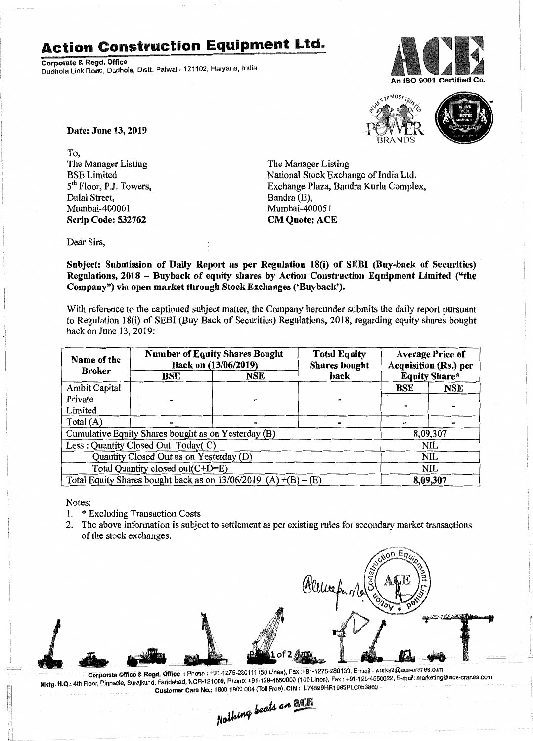# Action Construction Equipment Ltd.

**Corporate & Regd. Office**
Dudhola Link Road, Dudhola, Distt. Palwal - 121102, Haryana, India

An ISO 9001 Certified Co.

**Date: June 13, 2019**

To,
The Manager Listing
BSE Limited
5th Floor, P.J. Towers,
Dalal Street,
Mumbai-400001
**Scrip Code: 532762**

The Manager Listing
National Stock Exchange of India Ltd.
Exchange Plaza, Bandra Kurla Complex,
Bandra (E),
Mumbai-400051
**CM Quote: ACE**

Dear Sirs,

**Subject: Submission of Daily Report as per Regulation 18(i) of SEBI (Buy-back of Securities) Regulations, 2018 – Buyback of equity shares by Action Construction Equipment Limited ("the Company") via open market through Stock Exchanges ('Buyback').**

With reference to the captioned subject matter, the Company hereunder submits the daily report pursuant to Regulation 18(i) of SEBI (Buy Back of Securities) Regulations, 2018, regarding equity shares bought back on June 13, 2019:

| Name of the Broker | Number of Equity Shares Bought Back on (13/06/2019) | | Total Equity Shares bought back | Average Price of Acquisition (Rs.) per Equity Share* | |
|---|---|---|---|---|---|
| | BSE | NSE | | BSE | NSE |
| Ambit Capital Private Limited | - | - | - | - | - |
| Total (A) | - | - | - | - | - |
| Cumulative Equity Shares bought as on Yesterday (B) | | | | 8,09,307 | |
| Less : Quantity Closed Out Today( C) | | | | NIL | |
| Quantity Closed Out as on Yesterday (D) | | | | NIL | |
| Total Quantity closed out(C+D=E) | | | | NIL | |
| Total Equity Shares bought back as on 13/06/2019 (A)+(B) – (E) | | | | **8,09,307** | |

Notes:

1. * Excluding Transaction Costs
2. The above information is subject to settlement as per existing rules for secondary market transactions of the stock exchanges.

Corporate Office & Regd. Office : Phone : +91-1275-280111 (50 Lines), Fax : +91-1275-280133, E-mail : works2@ace-cranes.com
Mktg. H.Q.: 4th Floor, Pinnacle, Surajkund, Faridabad, NCR-121009, Phone: +91-129-4550000 (100 Lines), Fax : +91-129-4550022, E-mail: marketing@ace-cranes.com
Customer Care No.: 1800 1800 004 (Toll Free), CIN : L74899HR1995PLC053860

Nothing beats an ACE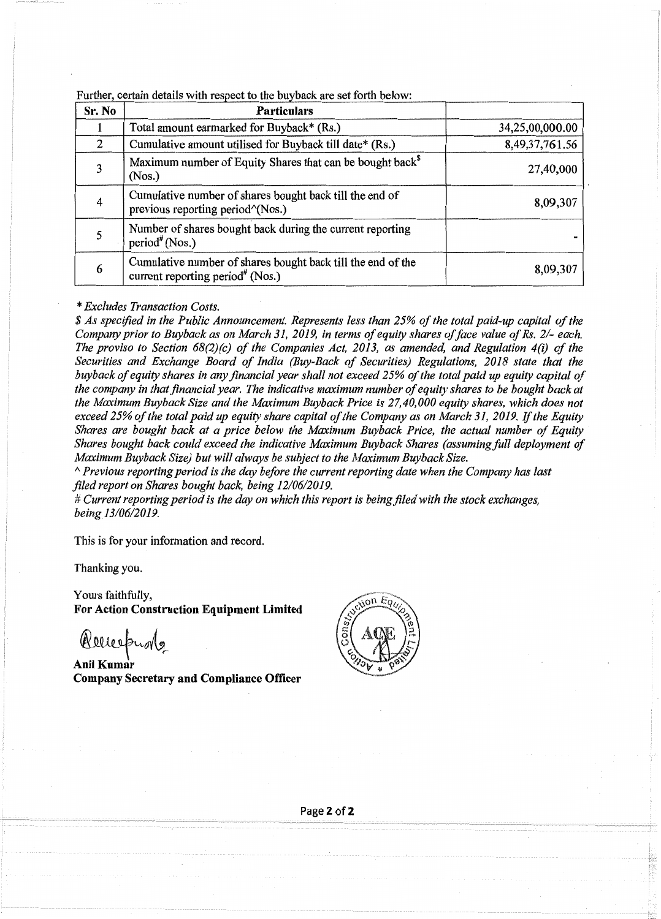Further, certain details with respect to the buyback are set forth below:

| Sr. No | Particulars | |
|---|---|---|
| 1 | Total amount earmarked for Buyback* (Rs.) | 34,25,00,000.00 |
| 2 | Cumulative amount utilised for Buyback till date* (Rs.) | 8,49,37,761.56 |
| 3 | Maximum number of Equity Shares that can be bought back$ (Nos.) | 27,40,000 |
| 4 | Cumulative number of shares bought back till the end of previous reporting period^(Nos.) | 8,09,307 |
| 5 | Number of shares bought back during the current reporting period# (Nos.) | - |
| 6 | Cumulative number of shares bought back till the end of the current reporting period# (Nos.) | 8,09,307 |

*\* Excludes Transaction Costs.*

*$ As specified in the Public Announcement. Represents less than 25% of the total paid-up capital of the Company prior to Buyback as on March 31, 2019, in terms of equity shares of face value of Rs. 2/- each. The proviso to Section 68(2)(c) of the Companies Act, 2013, as amended, and Regulation 4(i) of the Securities and Exchange Board of India (Buy-Back of Securities) Regulations, 2018 state that the buyback of equity shares in any financial year shall not exceed 25% of the total paid up equity capital of the company in that financial year. The indicative maximum number of equity shares to be bought back at the Maximum Buyback Size and the Maximum Buyback Price is 27,40,000 equity shares, which does not exceed 25% of the total paid up equity share capital of the Company as on March 31, 2019. If the Equity Shares are bought back at a price below the Maximum Buyback Price, the actual number of Equity Shares bought back could exceed the indicative Maximum Buyback Shares (assuming full deployment of Maximum Buyback Size) but will always be subject to the Maximum Buyback Size.*

*^ Previous reporting period is the day before the current reporting date when the Company has last filed report on Shares bought back, being 12/06/2019.*

*# Current reporting period is the day on which this report is being filed with the stock exchanges, being 13/06/2019.*

This is for your information and record.

Thanking you.

Yours faithfully,
**For Action Construction Equipment Limited**

**Anil Kumar**
**Company Secretary and Compliance Officer**